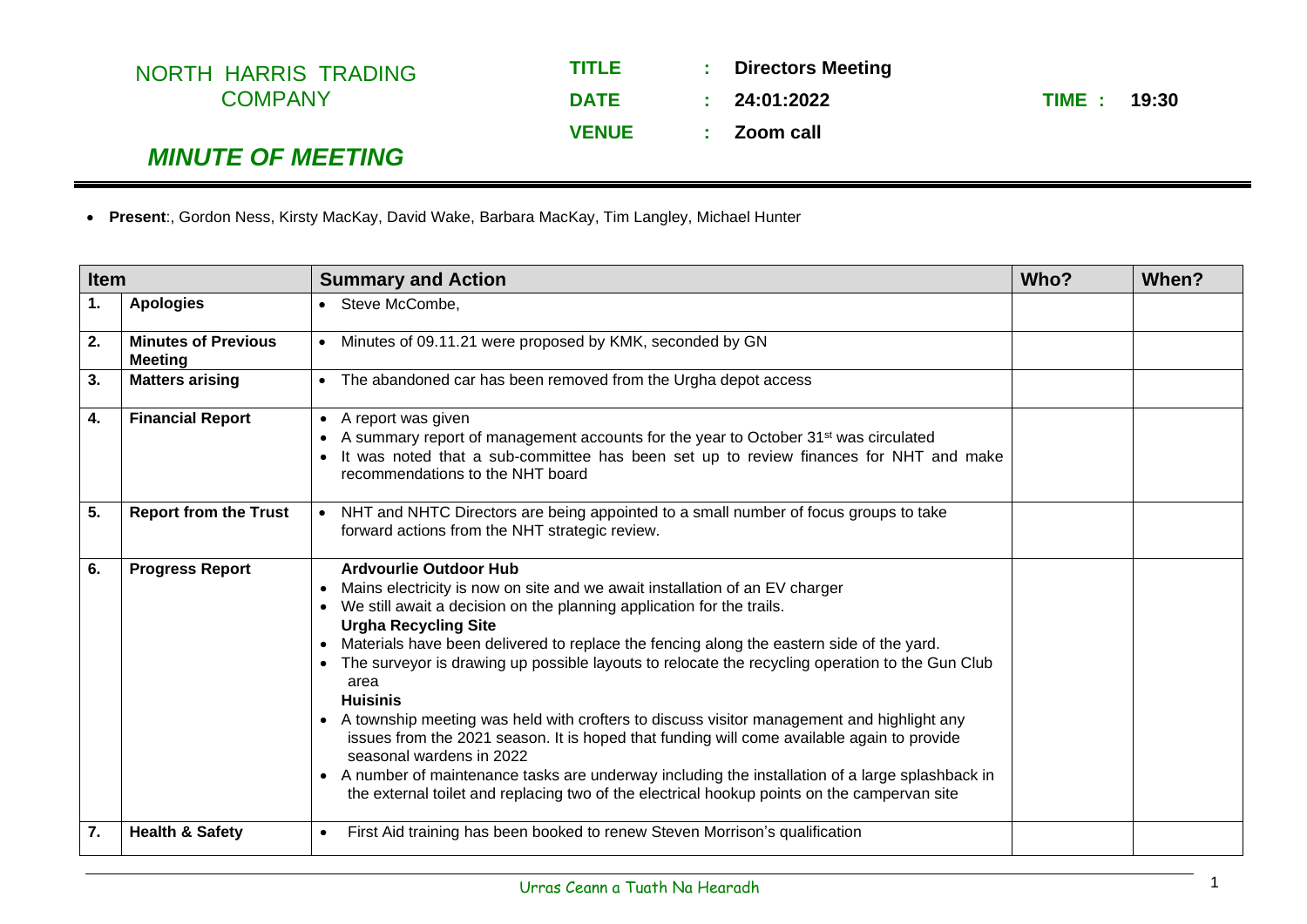NORTH HARRIS TRADING COMPANY

**TITLE** : **Directors Meeting**

**DATE** : **24:01:2022** **TIME** : **19:30**

**VENUE** : **Zoom call**

## *MINUTE OF MEETING*

- **Present**:, Gordon Ness, Kirsty MacKay, David Wake, Barbara MacKay, Tim Langley, Michael Hunter

| Item | | Summary and Action | Who? | When? |
|---|---|---|---|---|
| 1. | **Apologies** | • Steve McCombe, | | |
| 2. | **Minutes of Previous Meeting** | • Minutes of 09.11.21 were proposed by KMK, seconded by GN | | |
| 3. | **Matters arising** | • The abandoned car has been removed from the Urgha depot access | | |
| 4. | **Financial Report** | • A report was given<br>• A summary report of management accounts for the year to October 31st was circulated<br>• It was noted that a sub-committee has been set up to review finances for NHT and make recommendations to the NHT board | | |
| 5. | **Report from the Trust** | • NHT and NHTC Directors are being appointed to a small number of focus groups to take forward actions from the NHT strategic review. | | |
| 6. | **Progress Report** | **Ardvourlie Outdoor Hub**<br>• Mains electricity is now on site and we await installation of an EV charger<br>• We still await a decision on the planning application for the trails.<br>**Urgha Recycling Site**<br>• Materials have been delivered to replace the fencing along the eastern side of the yard.<br>• The surveyor is drawing up possible layouts to relocate the recycling operation to the Gun Club area<br>**Huisinis**<br>• A township meeting was held with crofters to discuss visitor management and highlight any issues from the 2021 season. It is hoped that funding will come available again to provide seasonal wardens in 2022<br>• A number of maintenance tasks are underway including the installation of a large splashback in the external toilet and replacing two of the electrical hookup points on the campervan site | | |
| 7. | **Health & Safety** | • First Aid training has been booked to renew Steven Morrison's qualification | | |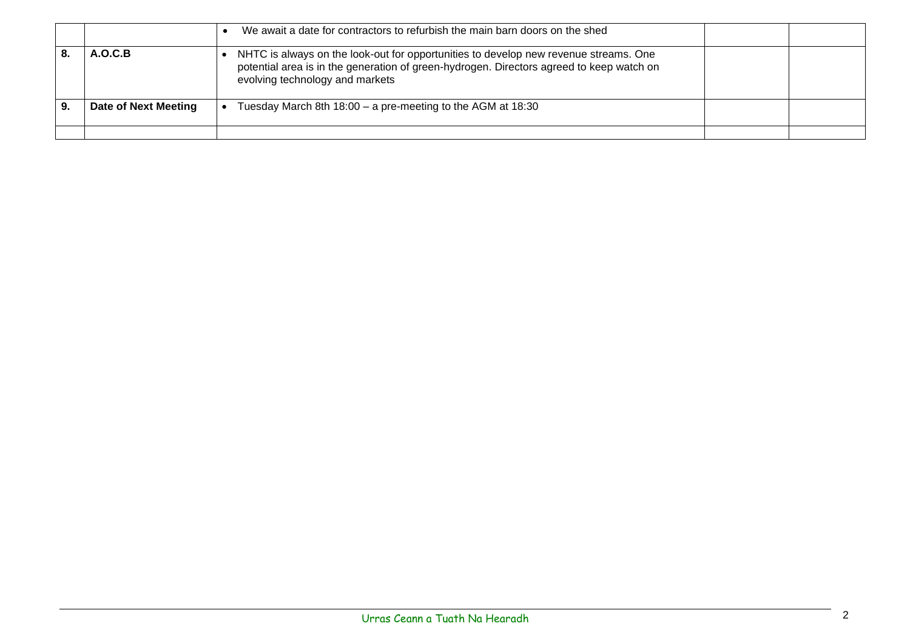| | | | | |
|---|---|---|---|---|
| | | • We await a date for contractors to refurbish the main barn doors on the shed | | |
| **8.** | **A.O.C.B** | • NHTC is always on the look-out for opportunities to develop new revenue streams. One potential area is in the generation of green-hydrogen. Directors agreed to keep watch on evolving technology and markets | | |
| **9.** | **Date of Next Meeting** | • Tuesday March 8th 18:00 – a pre-meeting to the AGM at 18:30 | | |
| | | | | |